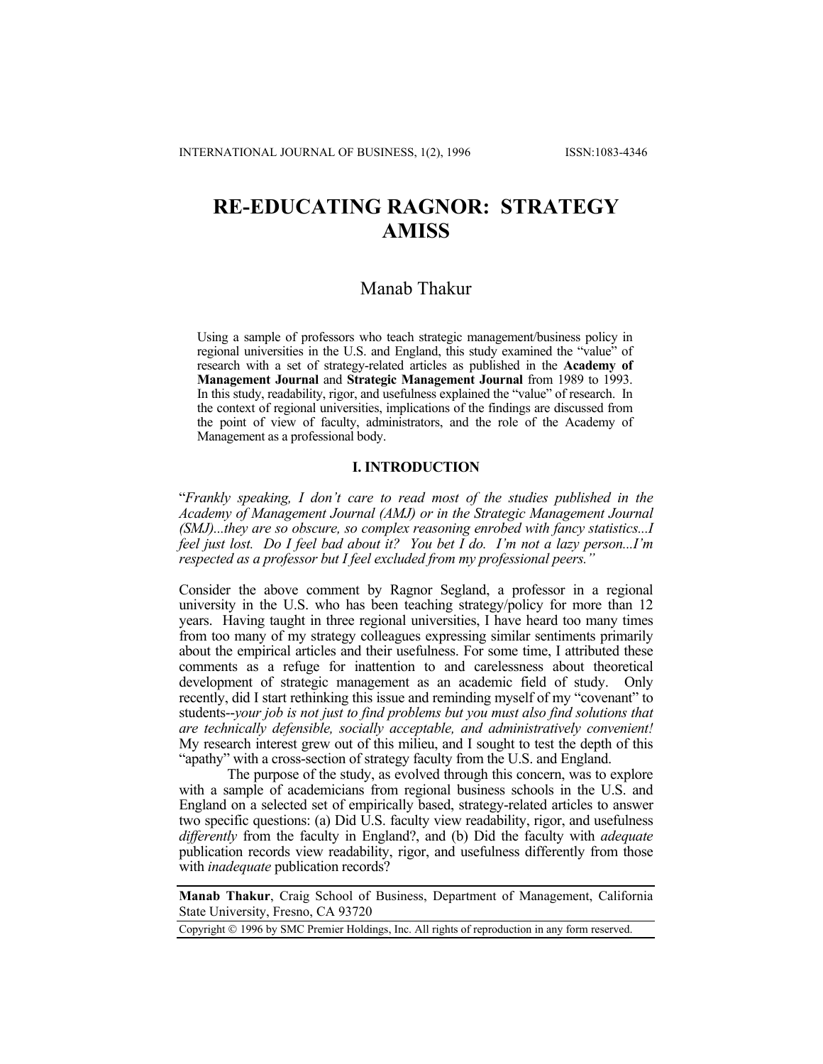# RE-EDUCATING RAGNOR: STRATEGY AMISS

Manab Thakur

Using a sample of professors who teach strategic management/business policy in regional universities in the U.S. and England, this study examined the "value" of research with a set of strategy-related articles as published in the **Academy of Management Journal** and **Strategic Management Journal** from 1989 to 1993. In this study, readability, rigor, and usefulness explained the "value" of research. In the context of regional universities, implications of the findings are discussed from the point of view of faculty, administrators, and the role of the Academy of Management as a professional body.

## I. INTRODUCTION

"*Frankly speaking, I don't care to read most of the studies published in the Academy of Management Journal (AMJ) or in the Strategic Management Journal (SMJ)...they are so obscure, so complex reasoning enrobed with fancy statistics...I feel just lost. Do I feel bad about it? You bet I do. I'm not a lazy person...I'm respected as a professor but I feel excluded from my professional peers.*"

Consider the above comment by Ragnor Segland, a professor in a regional university in the U.S. who has been teaching strategy/policy for more than 12 years. Having taught in three regional universities, I have heard too many times from too many of my strategy colleagues expressing similar sentiments primarily about the empirical articles and their usefulness. For some time, I attributed these comments as a refuge for inattention to and carelessness about theoretical development of strategic management as an academic field of study. Only recently, did I start rethinking this issue and reminding myself of my "covenant" to students--*your job is not just to find problems but you must also find solutions that are technically defensible, socially acceptable, and administratively convenient!* My research interest grew out of this milieu, and I sought to test the depth of this "apathy" with a cross-section of strategy faculty from the U.S. and England.

The purpose of the study, as evolved through this concern, was to explore with a sample of academicians from regional business schools in the U.S. and England on a selected set of empirically based, strategy-related articles to answer two specific questions: (a) Did U.S. faculty view readability, rigor, and usefulness *differently* from the faculty in England?, and (b) Did the faculty with *adequate* publication records view readability, rigor, and usefulness differently from those with *inadequate* publication records?

**Manab Thakur**, Craig School of Business, Department of Management, California State University, Fresno, CA 93720

Copyright © 1996 by SMC Premier Holdings, Inc. All rights of reproduction in any form reserved.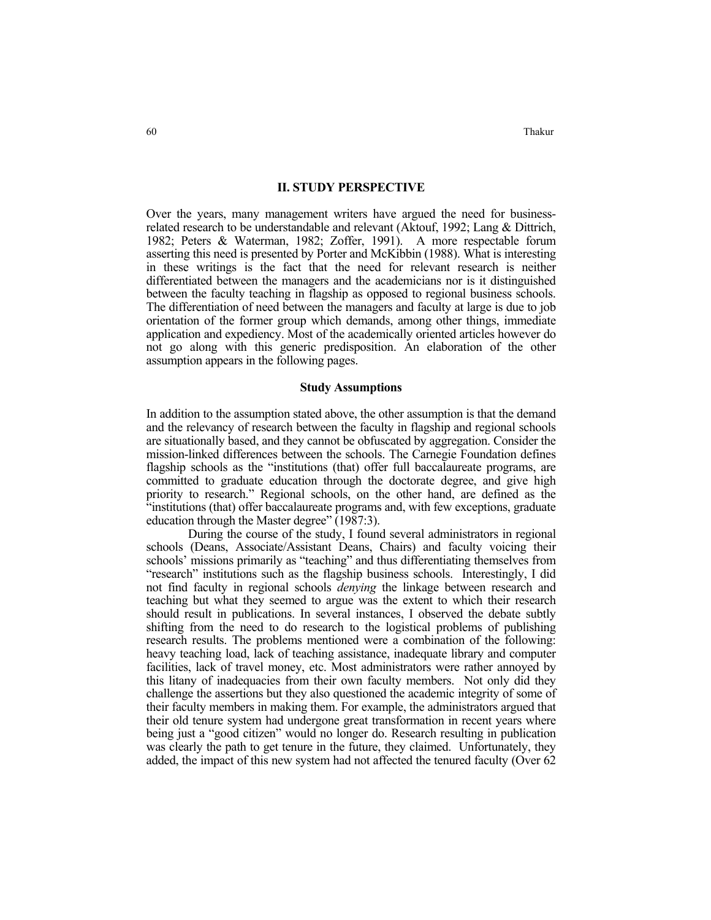## II. STUDY PERSPECTIVE

Over the years, many management writers have argued the need for business-related research to be understandable and relevant (Aktouf, 1992; Lang & Dittrich, 1982; Peters & Waterman, 1982; Zoffer, 1991). A more respectable forum asserting this need is presented by Porter and McKibbin (1988). What is interesting in these writings is the fact that the need for relevant research is neither differentiated between the managers and the academicians nor is it distinguished between the faculty teaching in flagship as opposed to regional business schools. The differentiation of need between the managers and faculty at large is due to job orientation of the former group which demands, among other things, immediate application and expediency. Most of the academically oriented articles however do not go along with this generic predisposition. An elaboration of the other assumption appears in the following pages.

### Study Assumptions

In addition to the assumption stated above, the other assumption is that the demand and the relevancy of research between the faculty in flagship and regional schools are situationally based, and they cannot be obfuscated by aggregation. Consider the mission-linked differences between the schools. The Carnegie Foundation defines flagship schools as the "institutions (that) offer full baccalaureate programs, are committed to graduate education through the doctorate degree, and give high priority to research." Regional schools, on the other hand, are defined as the "institutions (that) offer baccalaureate programs and, with few exceptions, graduate education through the Master degree" (1987:3).

During the course of the study, I found several administrators in regional schools (Deans, Associate/Assistant Deans, Chairs) and faculty voicing their schools' missions primarily as "teaching" and thus differentiating themselves from "research" institutions such as the flagship business schools. Interestingly, I did not find faculty in regional schools *denying* the linkage between research and teaching but what they seemed to argue was the extent to which their research should result in publications. In several instances, I observed the debate subtly shifting from the need to do research to the logistical problems of publishing research results. The problems mentioned were a combination of the following: heavy teaching load, lack of teaching assistance, inadequate library and computer facilities, lack of travel money, etc. Most administrators were rather annoyed by this litany of inadequacies from their own faculty members. Not only did they challenge the assertions but they also questioned the academic integrity of some of their faculty members in making them. For example, the administrators argued that their old tenure system had undergone great transformation in recent years where being just a "good citizen" would no longer do. Research resulting in publication was clearly the path to get tenure in the future, they claimed. Unfortunately, they added, the impact of this new system had not affected the tenured faculty (Over 62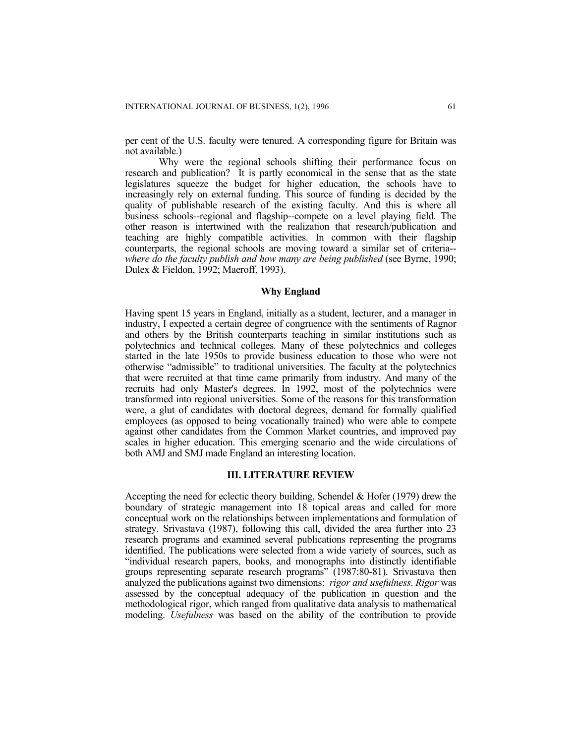per cent of the U.S. faculty were tenured. A corresponding figure for Britain was not available.)

Why were the regional schools shifting their performance focus on research and publication? It is partly economical in the sense that as the state legislatures squeeze the budget for higher education, the schools have to increasingly rely on external funding. This source of funding is decided by the quality of publishable research of the existing faculty. And this is where all business schools--regional and flagship--compete on a level playing field. The other reason is intertwined with the realization that research/publication and teaching are highly compatible activities. In common with their flagship counterparts, the regional schools are moving toward a similar set of criteria--*where do the faculty publish and how many are being published* (see Byrne, 1990; Dulex & Fieldon, 1992; Maeroff, 1993).

### Why England

Having spent 15 years in England, initially as a student, lecturer, and a manager in industry, I expected a certain degree of congruence with the sentiments of Ragnor and others by the British counterparts teaching in similar institutions such as polytechnics and technical colleges. Many of these polytechnics and colleges started in the late 1950s to provide business education to those who were not otherwise "admissible" to traditional universities. The faculty at the polytechnics that were recruited at that time came primarily from industry. And many of the recruits had only Master's degrees. In 1992, most of the polytechnics were transformed into regional universities. Some of the reasons for this transformation were, a glut of candidates with doctoral degrees, demand for formally qualified employees (as opposed to being vocationally trained) who were able to compete against other candidates from the Common Market countries, and improved pay scales in higher education. This emerging scenario and the wide circulations of both AMJ and SMJ made England an interesting location.

## III. LITERATURE REVIEW

Accepting the need for eclectic theory building, Schendel & Hofer (1979) drew the boundary of strategic management into 18 topical areas and called for more conceptual work on the relationships between implementations and formulation of strategy. Srivastava (1987), following this call, divided the area further into 23 research programs and examined several publications representing the programs identified. The publications were selected from a wide variety of sources, such as "individual research papers, books, and monographs into distinctly identifiable groups representing separate research programs" (1987:80-81). Srivastava then analyzed the publications against two dimensions: *rigor and usefulness*. *Rigor* was assessed by the conceptual adequacy of the publication in question and the methodological rigor, which ranged from qualitative data analysis to mathematical modeling. *Usefulness* was based on the ability of the contribution to provide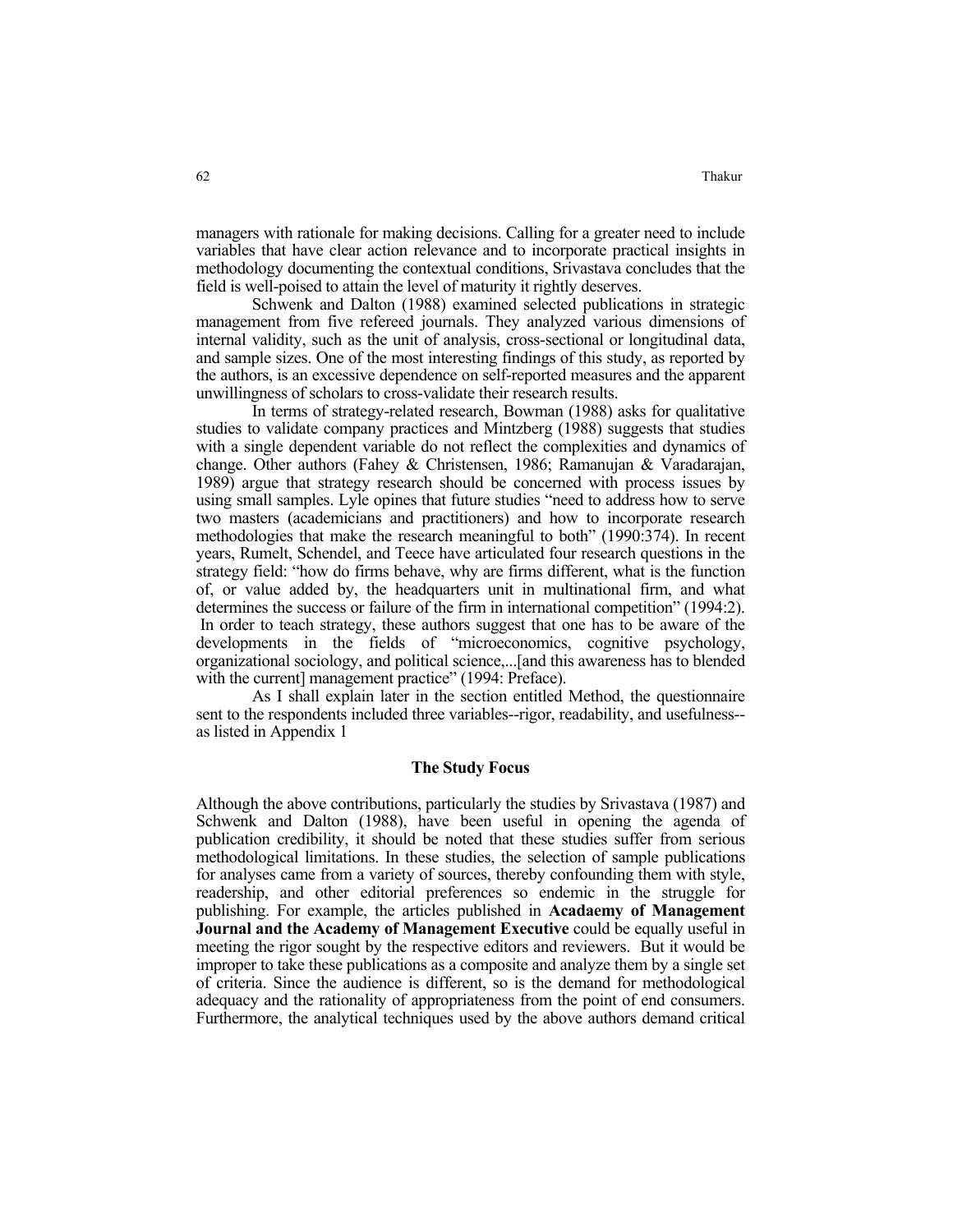managers with rationale for making decisions. Calling for a greater need to include variables that have clear action relevance and to incorporate practical insights in methodology documenting the contextual conditions, Srivastava concludes that the field is well-poised to attain the level of maturity it rightly deserves.

Schwenk and Dalton (1988) examined selected publications in strategic management from five refereed journals. They analyzed various dimensions of internal validity, such as the unit of analysis, cross-sectional or longitudinal data, and sample sizes. One of the most interesting findings of this study, as reported by the authors, is an excessive dependence on self-reported measures and the apparent unwillingness of scholars to cross-validate their research results.

In terms of strategy-related research, Bowman (1988) asks for qualitative studies to validate company practices and Mintzberg (1988) suggests that studies with a single dependent variable do not reflect the complexities and dynamics of change. Other authors (Fahey & Christensen, 1986; Ramanujan & Varadarajan, 1989) argue that strategy research should be concerned with process issues by using small samples. Lyle opines that future studies "need to address how to serve two masters (academicians and practitioners) and how to incorporate research methodologies that make the research meaningful to both" (1990:374). In recent years, Rumelt, Schendel, and Teece have articulated four research questions in the strategy field: "how do firms behave, why are firms different, what is the function of, or value added by, the headquarters unit in multinational firm, and what determines the success or failure of the firm in international competition" (1994:2). In order to teach strategy, these authors suggest that one has to be aware of the developments in the fields of "microeconomics, cognitive psychology, organizational sociology, and political science,...[and this awareness has to blended with the current] management practice" (1994: Preface).

As I shall explain later in the section entitled Method, the questionnaire sent to the respondents included three variables--rigor, readability, and usefulness--as listed in Appendix 1

## The Study Focus

Although the above contributions, particularly the studies by Srivastava (1987) and Schwenk and Dalton (1988), have been useful in opening the agenda of publication credibility, it should be noted that these studies suffer from serious methodological limitations. In these studies, the selection of sample publications for analyses came from a variety of sources, thereby confounding them with style, readership, and other editorial preferences so endemic in the struggle for publishing. For example, the articles published in **Acadaemy of Management Journal and the Academy of Management Executive** could be equally useful in meeting the rigor sought by the respective editors and reviewers. But it would be improper to take these publications as a composite and analyze them by a single set of criteria. Since the audience is different, so is the demand for methodological adequacy and the rationality of appropriateness from the point of end consumers. Furthermore, the analytical techniques used by the above authors demand critical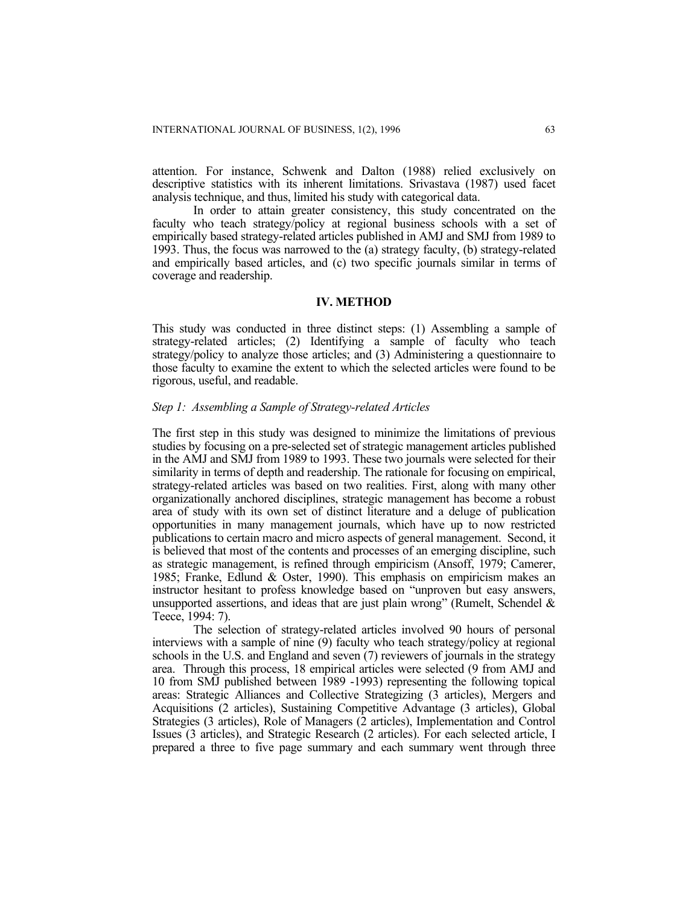attention. For instance, Schwenk and Dalton (1988) relied exclusively on descriptive statistics with its inherent limitations. Srivastava (1987) used facet analysis technique, and thus, limited his study with categorical data.

In order to attain greater consistency, this study concentrated on the faculty who teach strategy/policy at regional business schools with a set of empirically based strategy-related articles published in AMJ and SMJ from 1989 to 1993. Thus, the focus was narrowed to the (a) strategy faculty, (b) strategy-related and empirically based articles, and (c) two specific journals similar in terms of coverage and readership.

## IV. METHOD

This study was conducted in three distinct steps: (1) Assembling a sample of strategy-related articles; (2) Identifying a sample of faculty who teach strategy/policy to analyze those articles; and (3) Administering a questionnaire to those faculty to examine the extent to which the selected articles were found to be rigorous, useful, and readable.

### *Step 1: Assembling a Sample of Strategy-related Articles*

The first step in this study was designed to minimize the limitations of previous studies by focusing on a pre-selected set of strategic management articles published in the AMJ and SMJ from 1989 to 1993. These two journals were selected for their similarity in terms of depth and readership. The rationale for focusing on empirical, strategy-related articles was based on two realities. First, along with many other organizationally anchored disciplines, strategic management has become a robust area of study with its own set of distinct literature and a deluge of publication opportunities in many management journals, which have up to now restricted publications to certain macro and micro aspects of general management. Second, it is believed that most of the contents and processes of an emerging discipline, such as strategic management, is refined through empiricism (Ansoff, 1979; Camerer, 1985; Franke, Edlund & Oster, 1990). This emphasis on empiricism makes an instructor hesitant to profess knowledge based on "unproven but easy answers, unsupported assertions, and ideas that are just plain wrong" (Rumelt, Schendel & Teece, 1994: 7).

The selection of strategy-related articles involved 90 hours of personal interviews with a sample of nine (9) faculty who teach strategy/policy at regional schools in the U.S. and England and seven (7) reviewers of journals in the strategy area. Through this process, 18 empirical articles were selected (9 from AMJ and 10 from SMJ published between 1989 -1993) representing the following topical areas: Strategic Alliances and Collective Strategizing (3 articles), Mergers and Acquisitions (2 articles), Sustaining Competitive Advantage (3 articles), Global Strategies (3 articles), Role of Managers (2 articles), Implementation and Control Issues (3 articles), and Strategic Research (2 articles). For each selected article, I prepared a three to five page summary and each summary went through three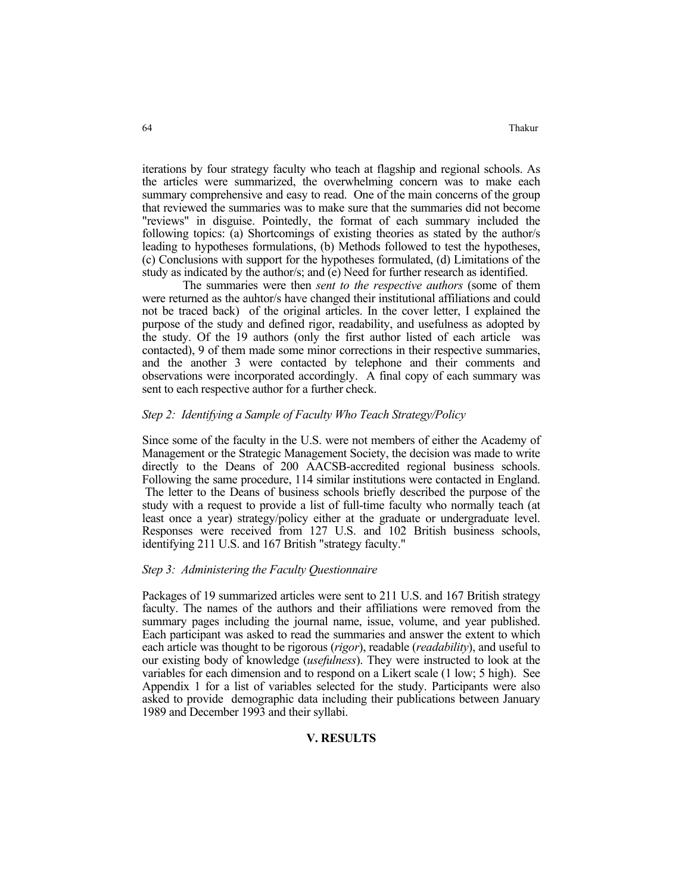iterations by four strategy faculty who teach at flagship and regional schools. As the articles were summarized, the overwhelming concern was to make each summary comprehensive and easy to read. One of the main concerns of the group that reviewed the summaries was to make sure that the summaries did not become "reviews" in disguise. Pointedly, the format of each summary included the following topics: (a) Shortcomings of existing theories as stated by the author/s leading to hypotheses formulations, (b) Methods followed to test the hypotheses, (c) Conclusions with support for the hypotheses formulated, (d) Limitations of the study as indicated by the author/s; and (e) Need for further research as identified.

The summaries were then *sent to the respective authors* (some of them were returned as the auhtor/s have changed their institutional affiliations and could not be traced back) of the original articles. In the cover letter, I explained the purpose of the study and defined rigor, readability, and usefulness as adopted by the study. Of the 19 authors (only the first author listed of each article was contacted), 9 of them made some minor corrections in their respective summaries, and the another 3 were contacted by telephone and their comments and observations were incorporated accordingly. A final copy of each summary was sent to each respective author for a further check.

*Step 2: Identifying a Sample of Faculty Who Teach Strategy/Policy*

Since some of the faculty in the U.S. were not members of either the Academy of Management or the Strategic Management Society, the decision was made to write directly to the Deans of 200 AACSB-accredited regional business schools. Following the same procedure, 114 similar institutions were contacted in England. The letter to the Deans of business schools briefly described the purpose of the study with a request to provide a list of full-time faculty who normally teach (at least once a year) strategy/policy either at the graduate or undergraduate level. Responses were received from 127 U.S. and 102 British business schools, identifying 211 U.S. and 167 British "strategy faculty."

*Step 3: Administering the Faculty Questionnaire*

Packages of 19 summarized articles were sent to 211 U.S. and 167 British strategy faculty. The names of the authors and their affiliations were removed from the summary pages including the journal name, issue, volume, and year published. Each participant was asked to read the summaries and answer the extent to which each article was thought to be rigorous (*rigor*), readable (*readability*), and useful to our existing body of knowledge (*usefulness*). They were instructed to look at the variables for each dimension and to respond on a Likert scale (1 low; 5 high). See Appendix 1 for a list of variables selected for the study. Participants were also asked to provide demographic data including their publications between January 1989 and December 1993 and their syllabi.

## V. RESULTS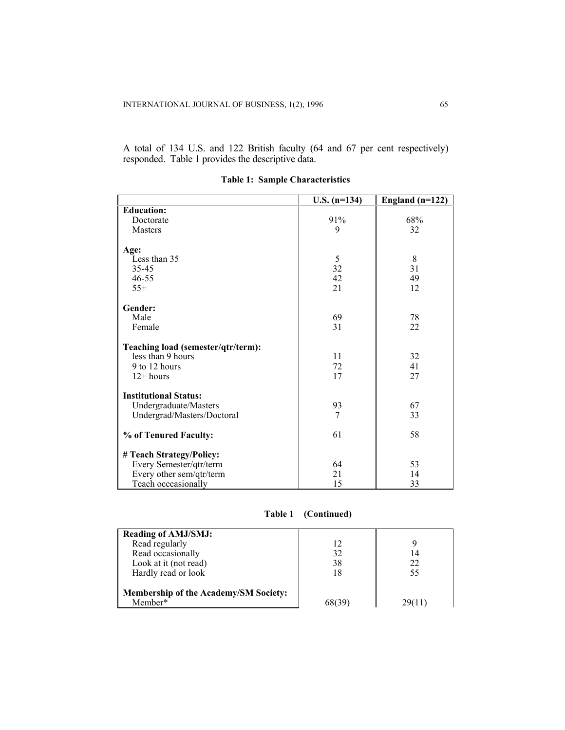A total of 134 U.S. and 122 British faculty (64 and 67 per cent respectively) responded. Table 1 provides the descriptive data.

**Table 1: Sample Characteristics**

| | U.S. (n=134) | England (n=122) |
|---|---|---|
| **Education:** | | |
| Doctorate | 91% | 68% |
| Masters | 9 | 32 |
| **Age:** | | |
| Less than 35 | 5 | 8 |
| 35-45 | 32 | 31 |
| 46-55 | 42 | 49 |
| 55+ | 21 | 12 |
| **Gender:** | | |
| Male | 69 | 78 |
| Female | 31 | 22 |
| **Teaching load (semester/qtr/term):** | | |
| less than 9 hours | 11 | 32 |
| 9 to 12 hours | 72 | 41 |
| 12+ hours | 17 | 27 |
| **Institutional Status:** | | |
| Undergraduate/Masters | 93 | 67 |
| Undergrad/Masters/Doctoral | 7 | 33 |
| **% of Tenured Faculty:** | 61 | 58 |
| **# Teach Strategy/Policy:** | | |
| Every Semester/qtr/term | 64 | 53 |
| Every other sem/qtr/term | 21 | 14 |
| Teach occcasionally | 15 | 33 |
| **Reading of AMJ/SMJ:** | | |
| Read regularly | 12 | 9 |
| Read occasionally | 32 | 14 |
| Look at it (not read) | 38 | 22 |
| Hardly read or look | 18 | 55 |
| **Membership of the Academy/SM Society:** | | |
| Member* | 68(39) | 29(11) |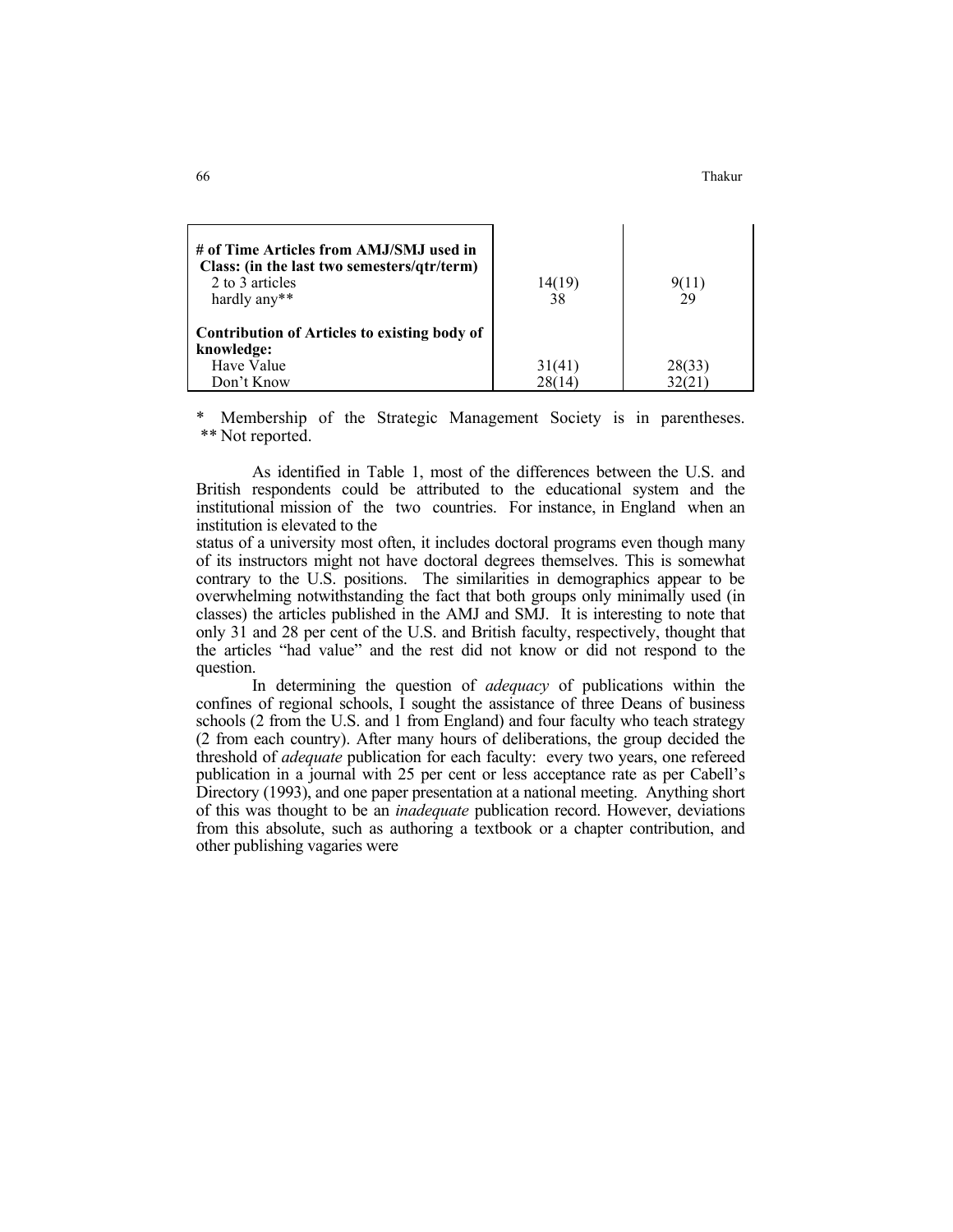| | | |
|---|---|---|
| **# of Time Articles from AMJ/SMJ used in Class: (in the last two semesters/qtr/term)** | | |
| 2 to 3 articles | 14(19) | 9(11) |
| hardly any** | 38 | 29 |
| **Contribution of Articles to existing body of knowledge:** | | |
| Have Value | 31(41) | 28(33) |
| Don't Know | 28(14) | 32(21) |

\* Membership of the Strategic Management Society is in parentheses.
** Not reported.

As identified in Table 1, most of the differences between the U.S. and British respondents could be attributed to the educational system and the institutional mission of the two countries. For instance, in England when an institution is elevated to the status of a university most often, it includes doctoral programs even though many of its instructors might not have doctoral degrees themselves. This is somewhat contrary to the U.S. positions. The similarities in demographics appear to be overwhelming notwithstanding the fact that both groups only minimally used (in classes) the articles published in the AMJ and SMJ. It is interesting to note that only 31 and 28 per cent of the U.S. and British faculty, respectively, thought that the articles "had value" and the rest did not know or did not respond to the question.

In determining the question of *adequacy* of publications within the confines of regional schools, I sought the assistance of three Deans of business schools (2 from the U.S. and 1 from England) and four faculty who teach strategy (2 from each country). After many hours of deliberations, the group decided the threshold of *adequate* publication for each faculty: every two years, one refereed publication in a journal with 25 per cent or less acceptance rate as per Cabell's Directory (1993), and one paper presentation at a national meeting. Anything short of this was thought to be an *inadequate* publication record. However, deviations from this absolute, such as authoring a textbook or a chapter contribution, and other publishing vagaries were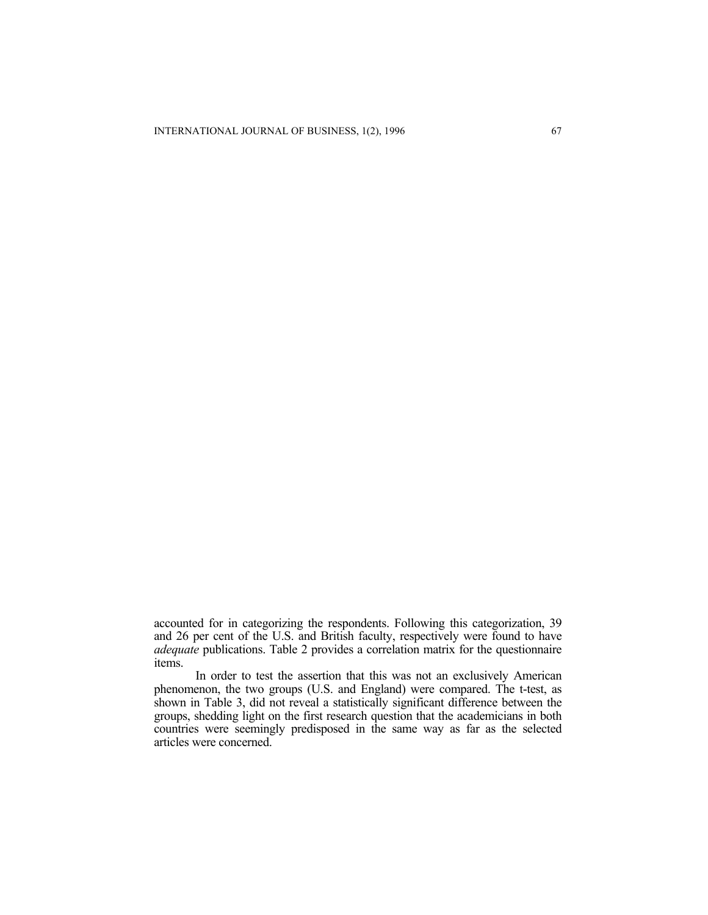accounted for in categorizing the respondents. Following this categorization, 39 and 26 per cent of the U.S. and British faculty, respectively were found to have *adequate* publications. Table 2 provides a correlation matrix for the questionnaire items.

In order to test the assertion that this was not an exclusively American phenomenon, the two groups (U.S. and England) were compared. The t-test, as shown in Table 3, did not reveal a statistically significant difference between the groups, shedding light on the first research question that the academicians in both countries were seemingly predisposed in the same way as far as the selected articles were concerned.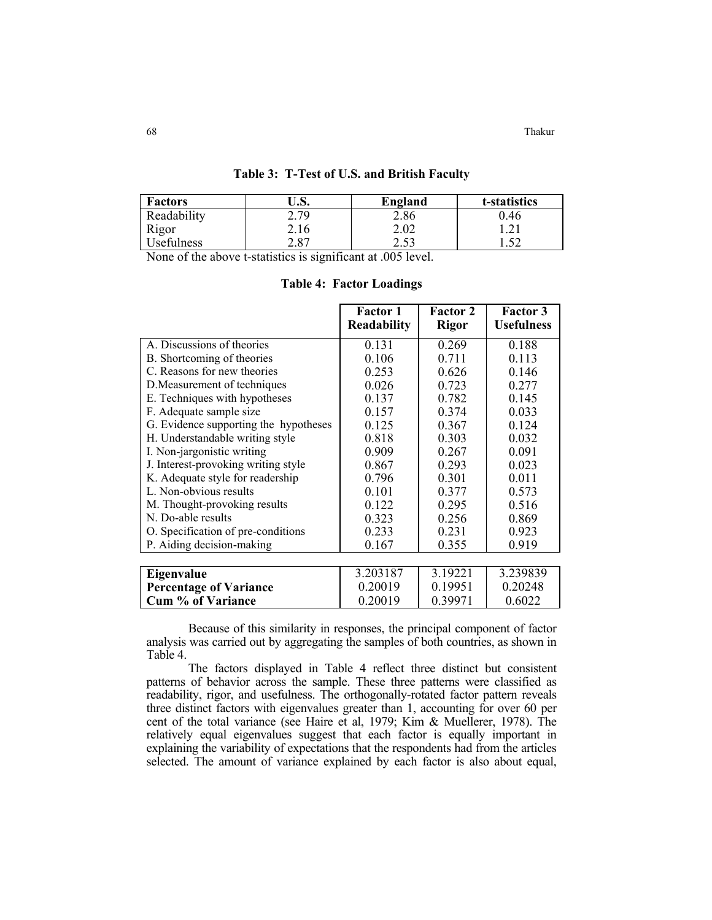**Table 3: T-Test of U.S. and British Faculty**

| Factors | U.S. | England | t-statistics |
|---|---|---|---|
| Readability | 2.79 | 2.86 | 0.46 |
| Rigor | 2.16 | 2.02 | 1.21 |
| Usefulness | 2.87 | 2.53 | 1.52 |

None of the above t-statistics is significant at .005 level.

**Table 4: Factor Loadings**

| | Factor 1 Readability | Factor 2 Rigor | Factor 3 Usefulness |
|---|---|---|---|
| A. Discussions of theories | 0.131 | 0.269 | 0.188 |
| B. Shortcoming of theories | 0.106 | 0.711 | 0.113 |
| C. Reasons for new theories | 0.253 | 0.626 | 0.146 |
| D.Measurement of techniques | 0.026 | 0.723 | 0.277 |
| E. Techniques with hypotheses | 0.137 | 0.782 | 0.145 |
| F. Adequate sample size | 0.157 | 0.374 | 0.033 |
| G. Evidence supporting the hypotheses | 0.125 | 0.367 | 0.124 |
| H. Understandable writing style | 0.818 | 0.303 | 0.032 |
| I. Non-jargonistic writing | 0.909 | 0.267 | 0.091 |
| J. Interest-provoking writing style | 0.867 | 0.293 | 0.023 |
| K. Adequate style for readership | 0.796 | 0.301 | 0.011 |
| L. Non-obvious results | 0.101 | 0.377 | 0.573 |
| M. Thought-provoking results | 0.122 | 0.295 | 0.516 |
| N. Do-able results | 0.323 | 0.256 | 0.869 |
| O. Specification of pre-conditions | 0.233 | 0.231 | 0.923 |
| P. Aiding decision-making | 0.167 | 0.355 | 0.919 |
| **Eigenvalue** | 3.203187 | 3.19221 | 3.239839 |
| **Percentage of Variance** | 0.20019 | 0.19951 | 0.20248 |
| **Cum % of Variance** | 0.20019 | 0.39971 | 0.6022 |

Because of this similarity in responses, the principal component of factor analysis was carried out by aggregating the samples of both countries, as shown in Table 4.

The factors displayed in Table 4 reflect three distinct but consistent patterns of behavior across the sample. These three patterns were classified as readability, rigor, and usefulness. The orthogonally-rotated factor pattern reveals three distinct factors with eigenvalues greater than 1, accounting for over 60 per cent of the total variance (see Haire et al, 1979; Kim & Muellerer, 1978). The relatively equal eigenvalues suggest that each factor is equally important in explaining the variability of expectations that the respondents had from the articles selected. The amount of variance explained by each factor is also about equal,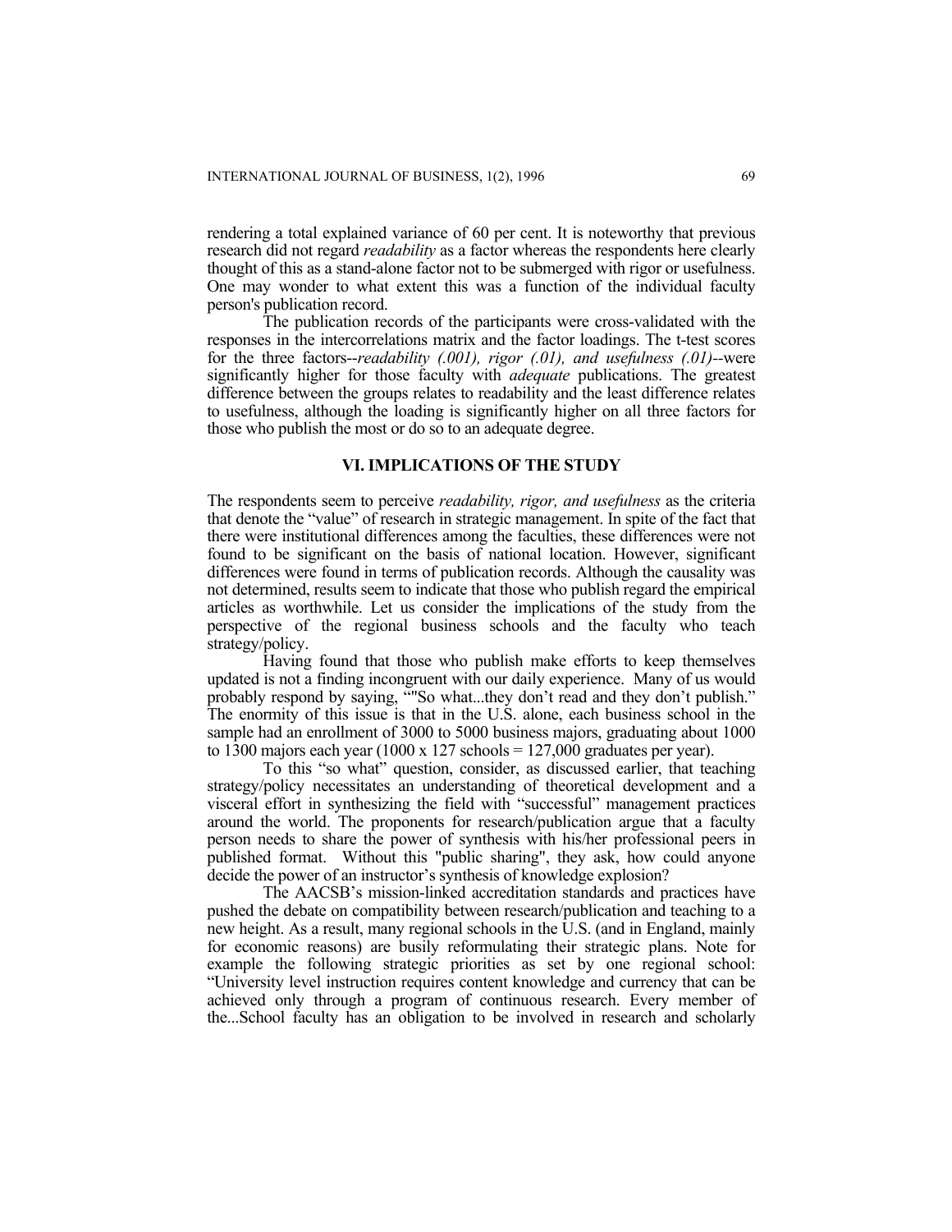rendering a total explained variance of 60 per cent. It is noteworthy that previous research did not regard *readability* as a factor whereas the respondents here clearly thought of this as a stand-alone factor not to be submerged with rigor or usefulness. One may wonder to what extent this was a function of the individual faculty person's publication record.

The publication records of the participants were cross-validated with the responses in the intercorrelations matrix and the factor loadings. The t-test scores for the three factors--*readability (.001), rigor (.01), and usefulness (.01)*--were significantly higher for those faculty with *adequate* publications. The greatest difference between the groups relates to readability and the least difference relates to usefulness, although the loading is significantly higher on all three factors for those who publish the most or do so to an adequate degree.

## VI. IMPLICATIONS OF THE STUDY

The respondents seem to perceive *readability, rigor, and usefulness* as the criteria that denote the "value" of research in strategic management. In spite of the fact that there were institutional differences among the faculties, these differences were not found to be significant on the basis of national location. However, significant differences were found in terms of publication records. Although the causality was not determined, results seem to indicate that those who publish regard the empirical articles as worthwhile. Let us consider the implications of the study from the perspective of the regional business schools and the faculty who teach strategy/policy.

Having found that those who publish make efforts to keep themselves updated is not a finding incongruent with our daily experience. Many of us would probably respond by saying, “"So what...they don’t read and they don’t publish.” The enormity of this issue is that in the U.S. alone, each business school in the sample had an enrollment of 3000 to 5000 business majors, graduating about 1000 to 1300 majors each year (1000 x 127 schools = 127,000 graduates per year).

To this “so what” question, consider, as discussed earlier, that teaching strategy/policy necessitates an understanding of theoretical development and a visceral effort in synthesizing the field with “successful” management practices around the world. The proponents for research/publication argue that a faculty person needs to share the power of synthesis with his/her professional peers in published format. Without this "public sharing", they ask, how could anyone decide the power of an instructor’s synthesis of knowledge explosion?

The AACSB’s mission-linked accreditation standards and practices have pushed the debate on compatibility between research/publication and teaching to a new height. As a result, many regional schools in the U.S. (and in England, mainly for economic reasons) are busily reformulating their strategic plans. Note for example the following strategic priorities as set by one regional school: “University level instruction requires content knowledge and currency that can be achieved only through a program of continuous research. Every member of the...School faculty has an obligation to be involved in research and scholarly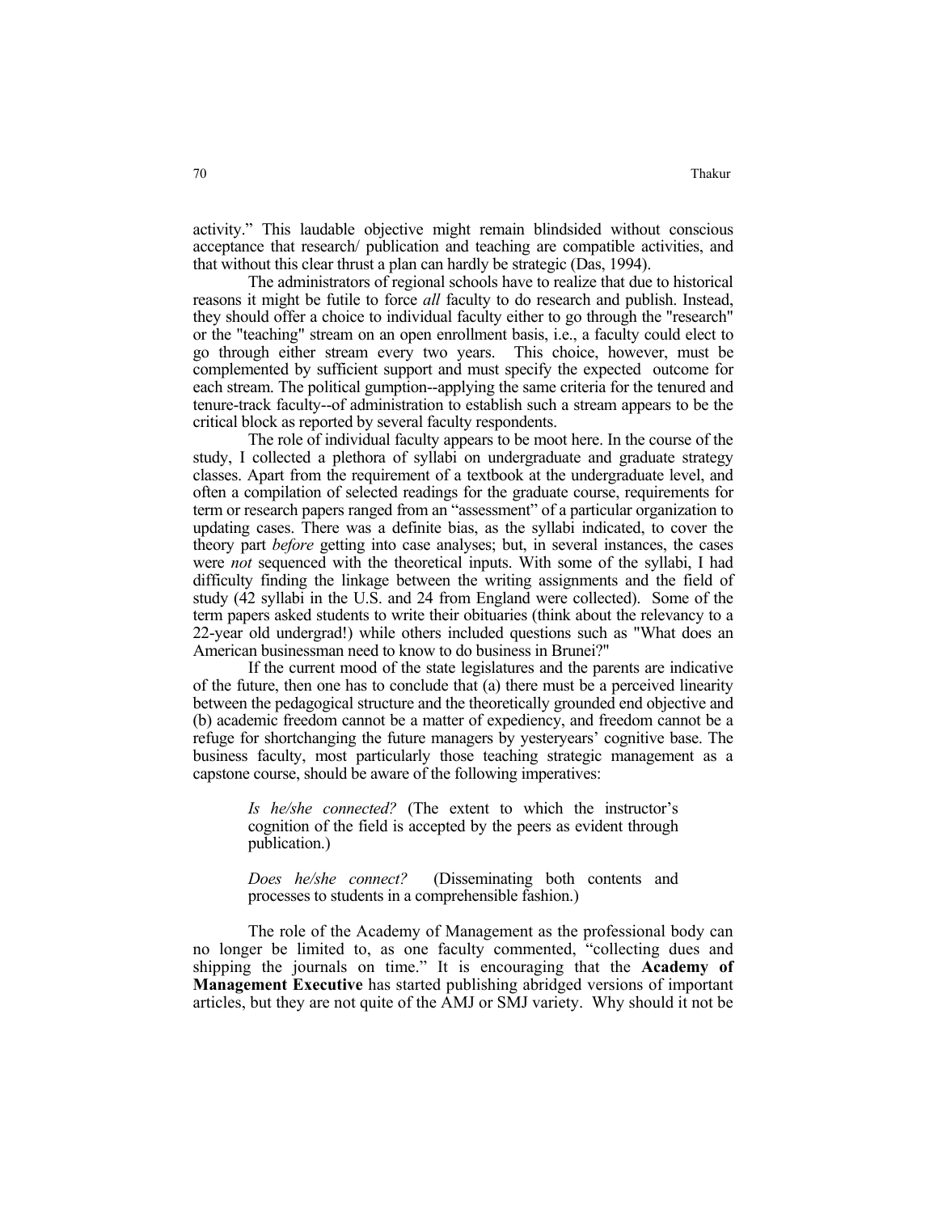activity." This laudable objective might remain blindsided without conscious acceptance that research/ publication and teaching are compatible activities, and that without this clear thrust a plan can hardly be strategic (Das, 1994).

The administrators of regional schools have to realize that due to historical reasons it might be futile to force *all* faculty to do research and publish. Instead, they should offer a choice to individual faculty either to go through the "research" or the "teaching" stream on an open enrollment basis, i.e., a faculty could elect to go through either stream every two years. This choice, however, must be complemented by sufficient support and must specify the expected outcome for each stream. The political gumption--applying the same criteria for the tenured and tenure-track faculty--of administration to establish such a stream appears to be the critical block as reported by several faculty respondents.

The role of individual faculty appears to be moot here. In the course of the study, I collected a plethora of syllabi on undergraduate and graduate strategy classes. Apart from the requirement of a textbook at the undergraduate level, and often a compilation of selected readings for the graduate course, requirements for term or research papers ranged from an "assessment" of a particular organization to updating cases. There was a definite bias, as the syllabi indicated, to cover the theory part *before* getting into case analyses; but, in several instances, the cases were *not* sequenced with the theoretical inputs. With some of the syllabi, I had difficulty finding the linkage between the writing assignments and the field of study (42 syllabi in the U.S. and 24 from England were collected). Some of the term papers asked students to write their obituaries (think about the relevancy to a 22-year old undergrad!) while others included questions such as "What does an American businessman need to know to do business in Brunei?"

If the current mood of the state legislatures and the parents are indicative of the future, then one has to conclude that (a) there must be a perceived linearity between the pedagogical structure and the theoretically grounded end objective and (b) academic freedom cannot be a matter of expediency, and freedom cannot be a refuge for shortchanging the future managers by yesteryears' cognitive base. The business faculty, most particularly those teaching strategic management as a capstone course, should be aware of the following imperatives:

> *Is he/she connected?* (The extent to which the instructor's cognition of the field is accepted by the peers as evident through publication.)
>
> *Does he/she connect?* (Disseminating both contents and processes to students in a comprehensible fashion.)

The role of the Academy of Management as the professional body can no longer be limited to, as one faculty commented, "collecting dues and shipping the journals on time." It is encouraging that the **Academy of Management Executive** has started publishing abridged versions of important articles, but they are not quite of the AMJ or SMJ variety. Why should it not be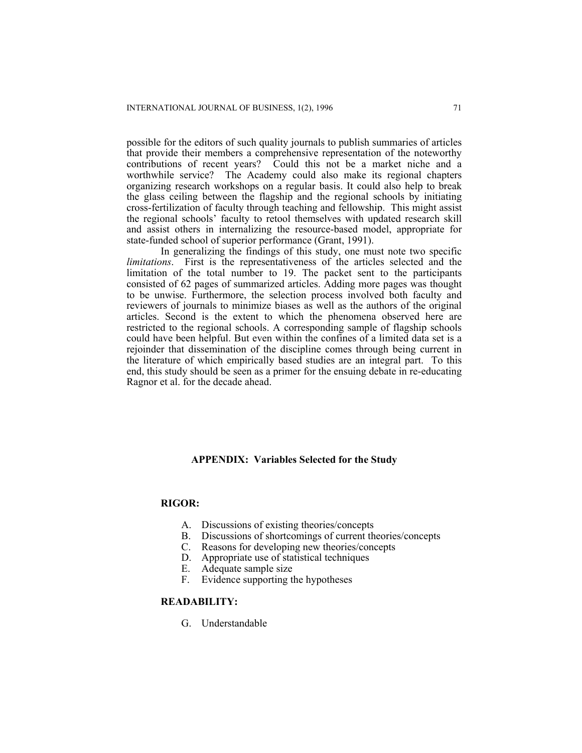possible for the editors of such quality journals to publish summaries of articles that provide their members a comprehensive representation of the noteworthy contributions of recent years? Could this not be a market niche and a worthwhile service? The Academy could also make its regional chapters organizing research workshops on a regular basis. It could also help to break the glass ceiling between the flagship and the regional schools by initiating cross-fertilization of faculty through teaching and fellowship. This might assist the regional schools' faculty to retool themselves with updated research skill and assist others in internalizing the resource-based model, appropriate for state-funded school of superior performance (Grant, 1991).

In generalizing the findings of this study, one must note two specific *limitations*. First is the representativeness of the articles selected and the limitation of the total number to 19. The packet sent to the participants consisted of 62 pages of summarized articles. Adding more pages was thought to be unwise. Furthermore, the selection process involved both faculty and reviewers of journals to minimize biases as well as the authors of the original articles. Second is the extent to which the phenomena observed here are restricted to the regional schools. A corresponding sample of flagship schools could have been helpful. But even within the confines of a limited data set is a rejoinder that dissemination of the discipline comes through being current in the literature of which empirically based studies are an integral part. To this end, this study should be seen as a primer for the ensuing debate in re-educating Ragnor et al. for the decade ahead.

## APPENDIX: Variables Selected for the Study

**RIGOR:**

A. Discussions of existing theories/concepts
B. Discussions of shortcomings of current theories/concepts
C. Reasons for developing new theories/concepts
D. Appropriate use of statistical techniques
E. Adequate sample size
F. Evidence supporting the hypotheses

**READABILITY:**

G. Understandable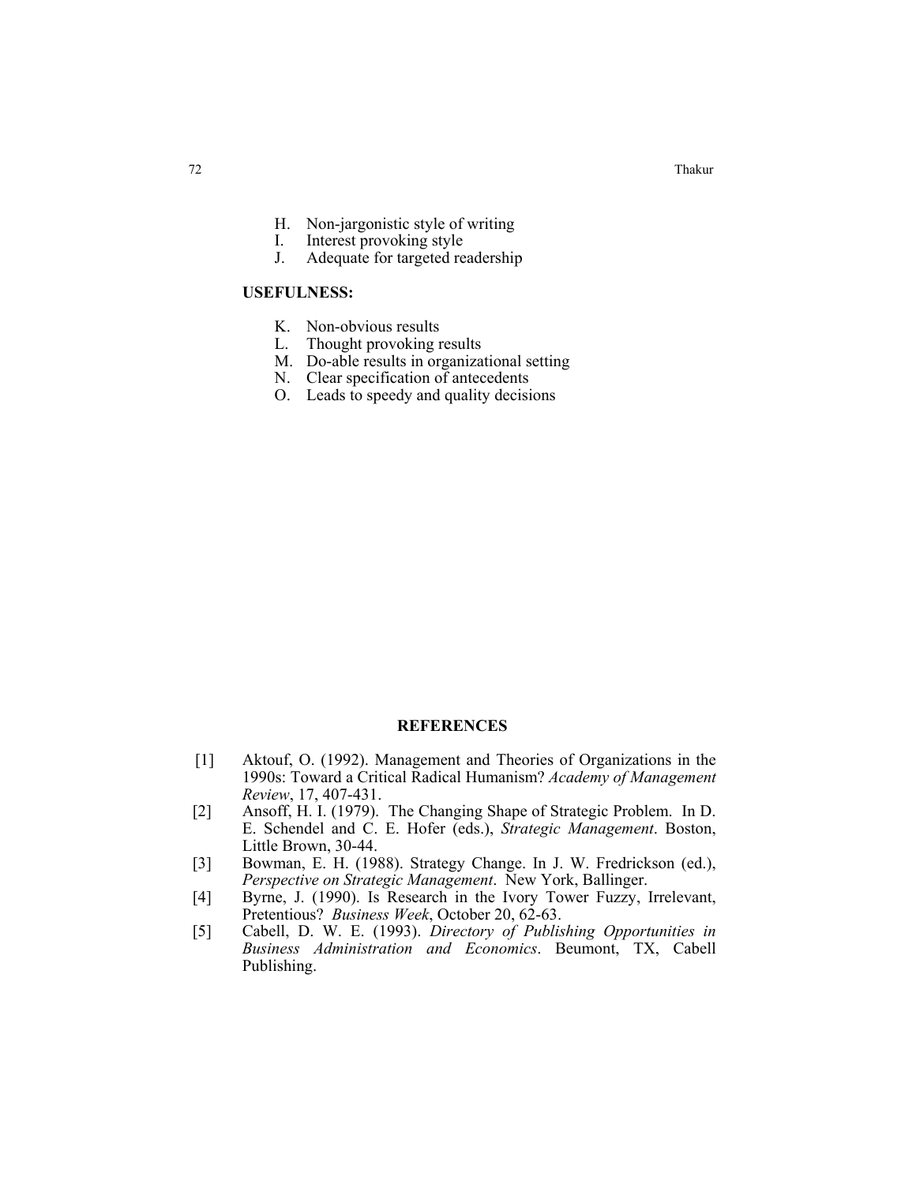H. Non-jargonistic style of writing
I. Interest provoking style
J. Adequate for targeted readership

**USEFULNESS:**

K. Non-obvious results
L. Thought provoking results
M. Do-able results in organizational setting
N. Clear specification of antecedents
O. Leads to speedy and quality decisions

## REFERENCES

[1] Aktouf, O. (1992). Management and Theories of Organizations in the 1990s: Toward a Critical Radical Humanism? *Academy of Management Review*, 17, 407-431.

[2] Ansoff, H. I. (1979). The Changing Shape of Strategic Problem. In D. E. Schendel and C. E. Hofer (eds.), *Strategic Management*. Boston, Little Brown, 30-44.

[3] Bowman, E. H. (1988). Strategy Change. In J. W. Fredrickson (ed.), *Perspective on Strategic Management*. New York, Ballinger.

[4] Byrne, J. (1990). Is Research in the Ivory Tower Fuzzy, Irrelevant, Pretentious? *Business Week*, October 20, 62-63.

[5] Cabell, D. W. E. (1993). *Directory of Publishing Opportunities in Business Administration and Economics*. Beumont, TX, Cabell Publishing.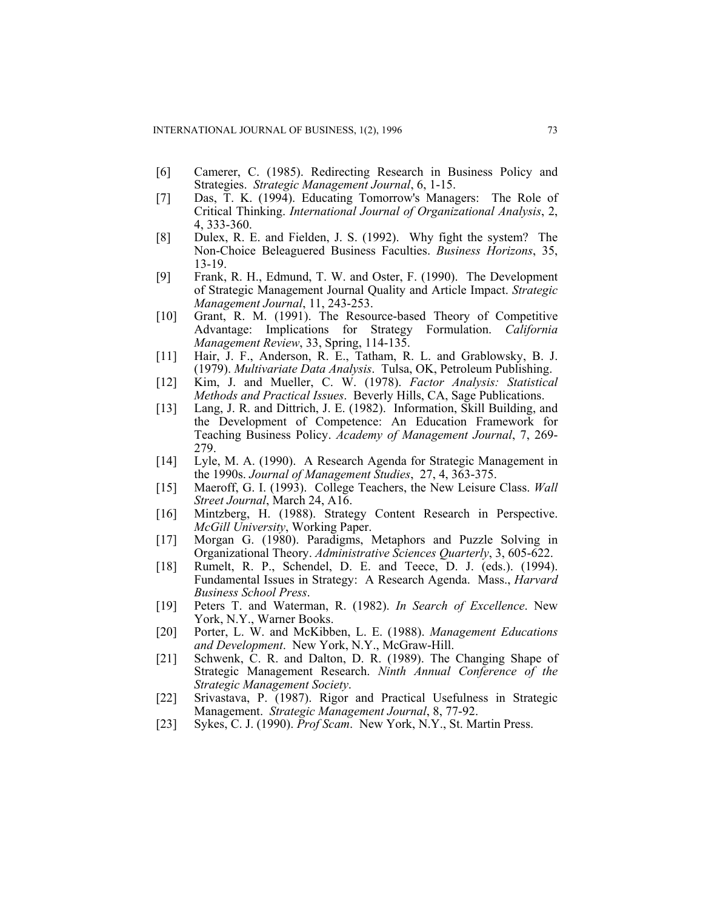[6] Camerer, C. (1985). Redirecting Research in Business Policy and Strategies. *Strategic Management Journal*, 6, 1-15.

[7] Das, T. K. (1994). Educating Tomorrow's Managers: The Role of Critical Thinking. *International Journal of Organizational Analysis*, 2, 4, 333-360.

[8] Dulex, R. E. and Fielden, J. S. (1992). Why fight the system? The Non-Choice Beleaguered Business Faculties. *Business Horizons*, 35, 13-19.

[9] Frank, R. H., Edmund, T. W. and Oster, F. (1990). The Development of Strategic Management Journal Quality and Article Impact. *Strategic Management Journal*, 11, 243-253.

[10] Grant, R. M. (1991). The Resource-based Theory of Competitive Advantage: Implications for Strategy Formulation. *California Management Review*, 33, Spring, 114-135.

[11] Hair, J. F., Anderson, R. E., Tatham, R. L. and Grablowsky, B. J. (1979). *Multivariate Data Analysis*. Tulsa, OK, Petroleum Publishing.

[12] Kim, J. and Mueller, C. W. (1978). *Factor Analysis: Statistical Methods and Practical Issues*. Beverly Hills, CA, Sage Publications.

[13] Lang, J. R. and Dittrich, J. E. (1982). Information, Skill Building, and the Development of Competence: An Education Framework for Teaching Business Policy. *Academy of Management Journal*, 7, 269-279.

[14] Lyle, M. A. (1990). A Research Agenda for Strategic Management in the 1990s. *Journal of Management Studies*, 27, 4, 363-375.

[15] Maeroff, G. I. (1993). College Teachers, the New Leisure Class. *Wall Street Journal*, March 24, A16.

[16] Mintzberg, H. (1988). Strategy Content Research in Perspective. *McGill University*, Working Paper.

[17] Morgan G. (1980). Paradigms, Metaphors and Puzzle Solving in Organizational Theory. *Administrative Sciences Quarterly*, 3, 605-622.

[18] Rumelt, R. P., Schendel, D. E. and Teece, D. J. (eds.). (1994). Fundamental Issues in Strategy: A Research Agenda. Mass., *Harvard Business School Press*.

[19] Peters T. and Waterman, R. (1982). *In Search of Excellence*. New York, N.Y., Warner Books.

[20] Porter, L. W. and McKibben, L. E. (1988). *Management Educations and Development*. New York, N.Y., McGraw-Hill.

[21] Schwenk, C. R. and Dalton, D. R. (1989). The Changing Shape of Strategic Management Research. *Ninth Annual Conference of the Strategic Management Society*.

[22] Srivastava, P. (1987). Rigor and Practical Usefulness in Strategic Management. *Strategic Management Journal*, 8, 77-92.

[23] Sykes, C. J. (1990). *Prof Scam*. New York, N.Y., St. Martin Press.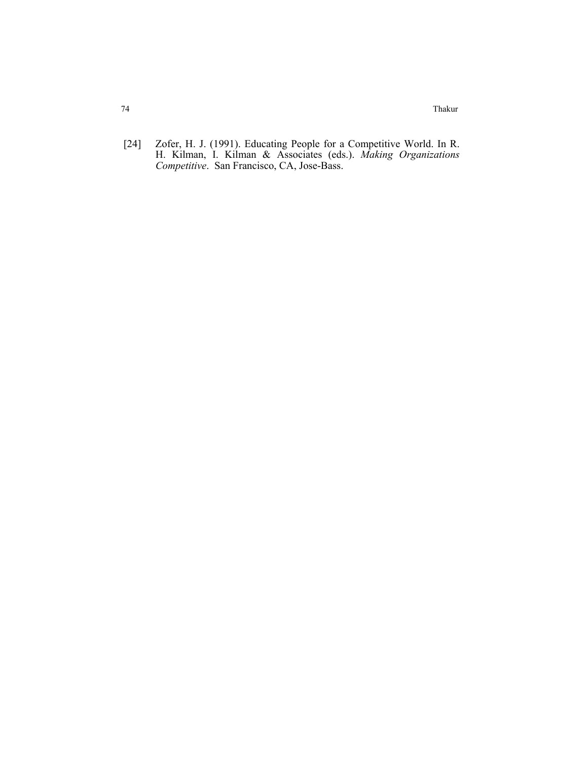[24] Zofer, H. J. (1991). Educating People for a Competitive World. In R. H. Kilman, I. Kilman & Associates (eds.). *Making Organizations Competitive*. San Francisco, CA, Jose-Bass.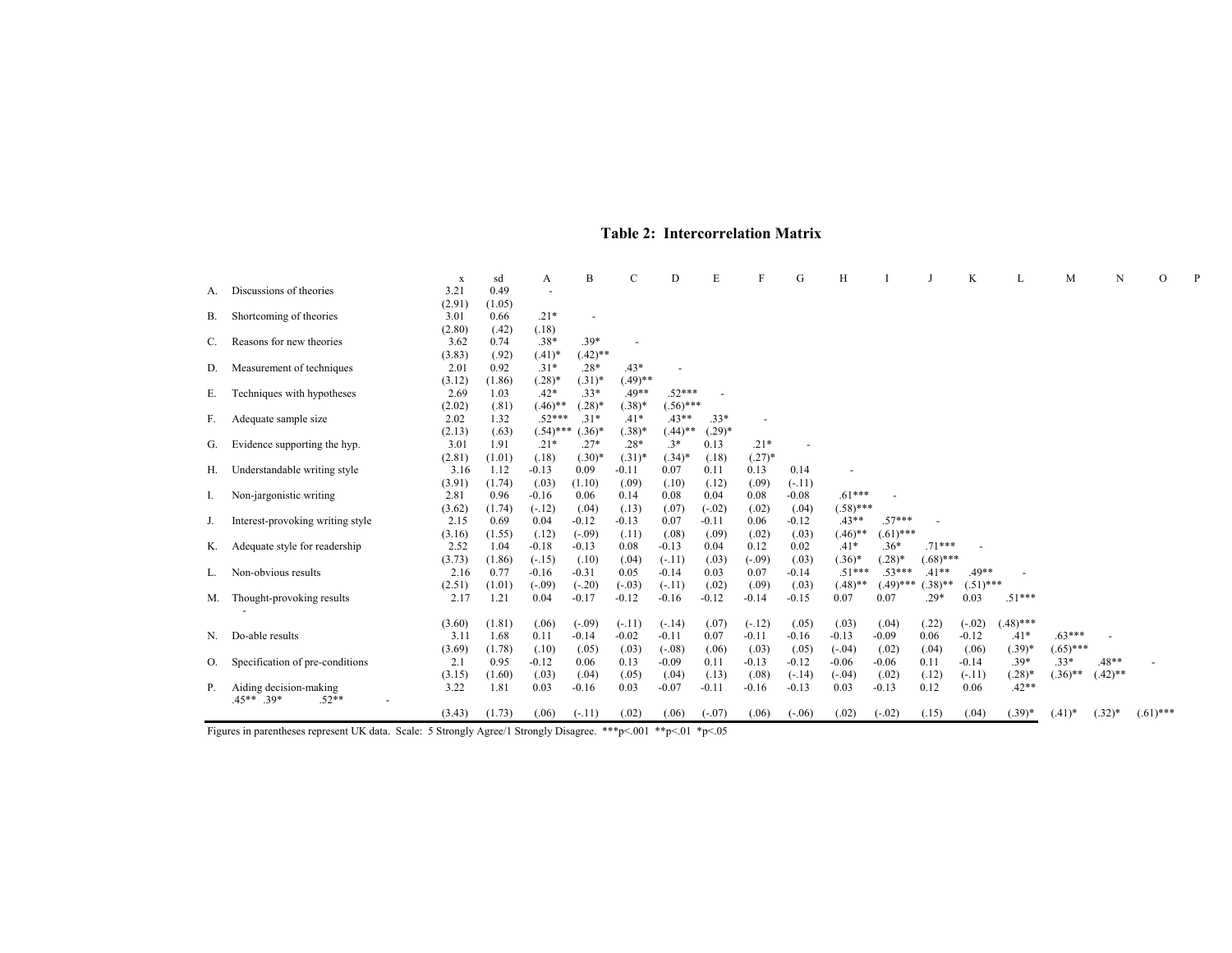**Table 2: Intercorrelation Matrix**

| | | x | sd | A | B | C | D | E | F | G | H | I | J | K | L | M | N | O | P |
|---|---|---|---|---|---|---|---|---|---|---|---|---|---|---|---|---|---|---|---|
| A. | Discussions of theories | 3.21 | 0.49 | - | | | | | | | | | | | | | | | |
| | | (2.91) | (1.05) | | | | | | | | | | | | | | | | |
| B. | Shortcoming of theories | 3.01 | 0.66 | .21* | - | | | | | | | | | | | | | | |
| | | (2.80) | (.42) | (.18) | | | | | | | | | | | | | | | |
| C. | Reasons for new theories | 3.62 | 0.74 | .38* | .39* | - | | | | | | | | | | | | | |
| | | (3.83) | (.92) | (.41)* | (.42)** | | | | | | | | | | | | | | |
| D. | Measurement of techniques | 2.01 | 0.92 | .31* | .28* | .43* | - | | | | | | | | | | | | |
| | | (3.12) | (1.86) | (.28)* | (.31)* | (.49)** | | | | | | | | | | | | | |
| E. | Techniques with hypotheses | 2.69 | 1.03 | .42* | .33* | .49** | .52*** | - | | | | | | | | | | | |
| | | (2.02) | (.81) | (.46)** | (.28)* | (.38)* | (.56)*** | | | | | | | | | | | | |
| F. | Adequate sample size | 2.02 | 1.32 | .52*** | .31* | .41* | .43** | .33* | - | | | | | | | | | | |
| | | (2.13) | (.63) | (.54)*** | (.36)* | (.38)* | (.44)** | (.29)* | | | | | | | | | | | |
| G. | Evidence supporting the hyp. | 3.01 | 1.91 | .21* | .27* | .28* | .3* | 0.13 | .21* | - | | | | | | | | | |
| | | (2.81) | (1.01) | (.18) | (.30)* | (.31)* | (.34)* | (.18) | (.27)* | | | | | | | | | | |
| H. | Understandable writing style | 3.16 | 1.12 | -0.13 | 0.09 | -0.11 | 0.07 | 0.11 | 0.13 | 0.14 | - | | | | | | | | |
| | | (3.91) | (1.74) | (.03) | (1.10) | (.09) | (.10) | (.12) | (.09) | (-.11) | | | | | | | | | |
| I. | Non-jargonistic writing | 2.81 | 0.96 | -0.16 | 0.06 | 0.14 | 0.08 | 0.04 | 0.08 | -0.08 | .61*** | - | | | | | | | |
| | | (3.62) | (1.74) | (-.12) | (.04) | (.13) | (.07) | (-.02) | (.02) | (.04) | (.58)*** | | | | | | | | |
| J. | Interest-provoking writing style | 2.15 | 0.69 | 0.04 | -0.12 | -0.13 | 0.07 | -0.11 | 0.06 | -0.12 | .43** | .57*** | - | | | | | | |
| | | (3.16) | (1.55) | (.12) | (-.09) | (.11) | (.08) | (.09) | (.02) | (.03) | (.46)** | (.61)*** | | | | | | | |
| K. | Adequate style for readership | 2.52 | 1.04 | -0.18 | -0.13 | 0.08 | -0.13 | 0.04 | 0.12 | 0.02 | .41* | .36* | .71*** | - | | | | | |
| | | (3.73) | (1.86) | (-.15) | (.10) | (.04) | (-.11) | (.03) | (-.09) | (.03) | (.36)* | (.28)* | (.68)*** | | | | | | |
| L. | Non-obvious results | 2.16 | 0.77 | -0.16 | -0.31 | 0.05 | -0.14 | 0.03 | 0.07 | -0.14 | .51*** | .53*** | .41** | .49** | - | | | | |
| | | (2.51) | (1.01) | (-.09) | (-.20) | (-.03) | (-.11) | (.02) | (.09) | (.03) | (.48)** | (.49)*** | (.38)** | (.51)*** | | | | | |
| M. | Thought-provoking results | 2.17 | 1.21 | 0.04 | -0.17 | -0.12 | -0.16 | -0.12 | -0.14 | -0.15 | 0.07 | 0.07 | .29* | 0.03 | .51*** | - | | | |
| | | (3.60) | (1.81) | (.06) | (-.09) | (-.11) | (-.14) | (.07) | (-.12) | (.05) | (.03) | (.04) | (.22) | (-.02) | (.48)*** | | | | |
| N. | Do-able results | 3.11 | 1.68 | 0.11 | -0.14 | -0.02 | -0.11 | 0.07 | -0.11 | -0.16 | -0.13 | -0.09 | 0.06 | -0.12 | .41* | .63*** | - | | |
| | | (3.69) | (1.78) | (.10) | (.05) | (.03) | (-.08) | (.06) | (.03) | (.05) | (-.04) | (.02) | (.04) | (.06) | (.39)* | (.65)*** | | | |
| O. | Specification of pre-conditions | 2.1 | 0.95 | -0.12 | 0.06 | 0.13 | -0.09 | 0.11 | -0.13 | -0.12 | -0.06 | -0.06 | 0.11 | -0.14 | .39* | .33* | .48** | - | |
| | | (3.15) | (1.60) | (.03) | (.04) | (.05) | (.04) | (.13) | (.08) | (-.14) | (-.04) | (.02) | (.12) | (-.11) | (.28)* | (.36)** | (.42)** | | |
| P. | Aiding decision-making | 3.22 | 1.81 | 0.03 | -0.16 | 0.03 | -0.07 | -0.11 | -0.16 | -0.13 | 0.03 | -0.13 | 0.12 | 0.06 | .42** | .45** | .39* | .52** | - |
| | | (3.43) | (1.73) | (.06) | (-.11) | (.02) | (.06) | (-.07) | (.06) | (-.06) | (.02) | (-.02) | (.15) | (.04) | (.39)* | (.41)* | (.32)* | (.61)*** | |

Figures in parentheses represent UK data. Scale: 5 Strongly Agree/1 Strongly Disagree. ***p<.001 **p<.01 *p<.05